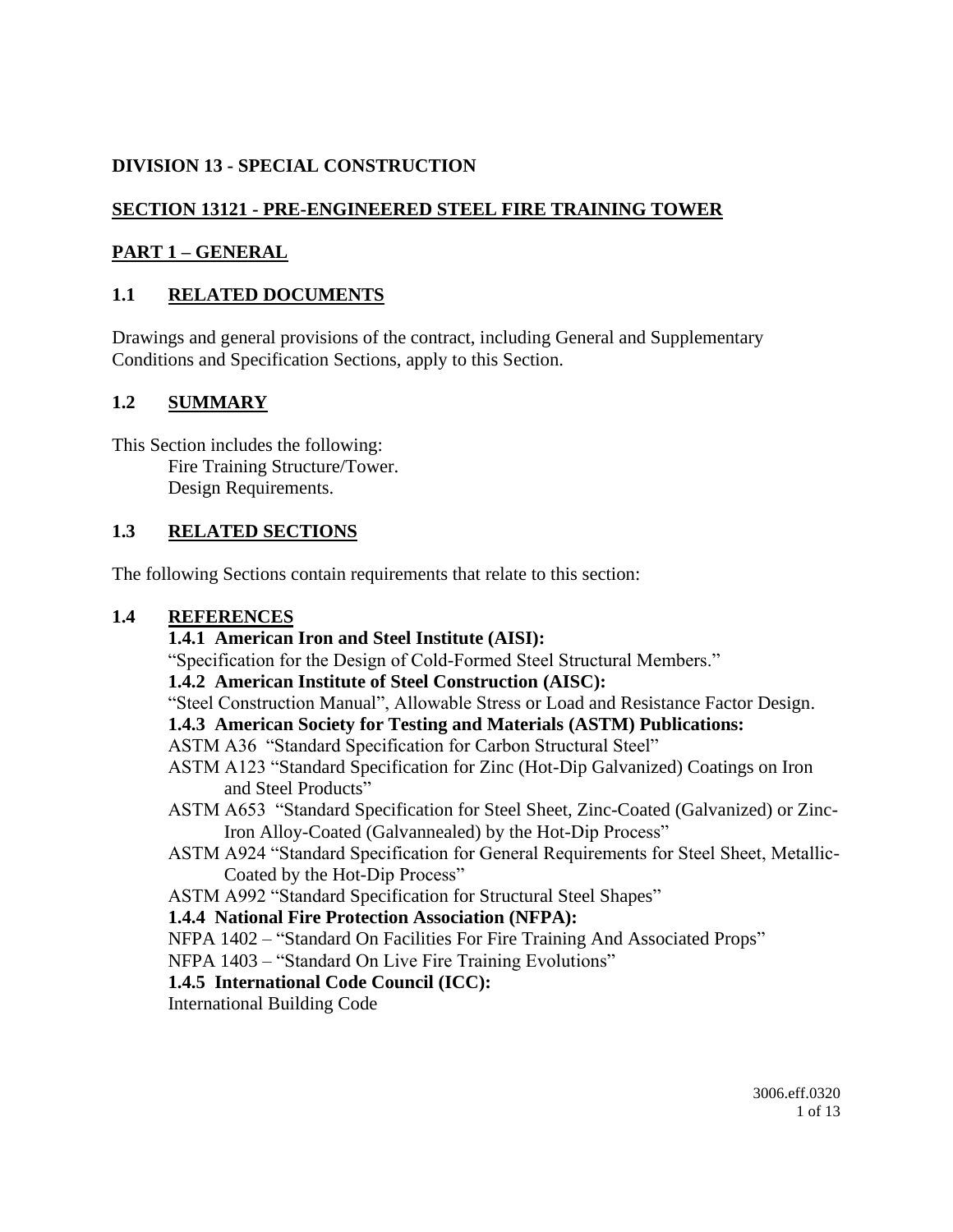# DIVISION 13 - SPECIAL CONSTRUCTION

## SECTION 13121 - PRE-ENGINEERED STEEL FIRE TRAINING TOWER

## PART 1 – GENERAL

### 1.1 RELATED DOCUMENTS

Drawings and general provisions of the contract, including General and Supplementary Conditions and Specification Sections, apply to this Section.

### 1.2 SUMMARY

This Section includes the following:

Fire Training Structure/Tower.
Design Requirements.

### 1.3 RELATED SECTIONS

The following Sections contain requirements that relate to this section:

### 1.4 REFERENCES

**1.4.1 American Iron and Steel Institute (AISI):**

"Specification for the Design of Cold-Formed Steel Structural Members."

**1.4.2 American Institute of Steel Construction (AISC):**

"Steel Construction Manual", Allowable Stress or Load and Resistance Factor Design.

**1.4.3 American Society for Testing and Materials (ASTM) Publications:**

ASTM A36 "Standard Specification for Carbon Structural Steel"
ASTM A123 "Standard Specification for Zinc (Hot-Dip Galvanized) Coatings on Iron and Steel Products"
ASTM A653 "Standard Specification for Steel Sheet, Zinc-Coated (Galvanized) or Zinc-Iron Alloy-Coated (Galvannealed) by the Hot-Dip Process"
ASTM A924 "Standard Specification for General Requirements for Steel Sheet, Metallic-Coated by the Hot-Dip Process"
ASTM A992 "Standard Specification for Structural Steel Shapes"

**1.4.4 National Fire Protection Association (NFPA):**

NFPA 1402 – "Standard On Facilities For Fire Training And Associated Props"
NFPA 1403 – "Standard On Live Fire Training Evolutions"

**1.4.5 International Code Council (ICC):**

International Building Code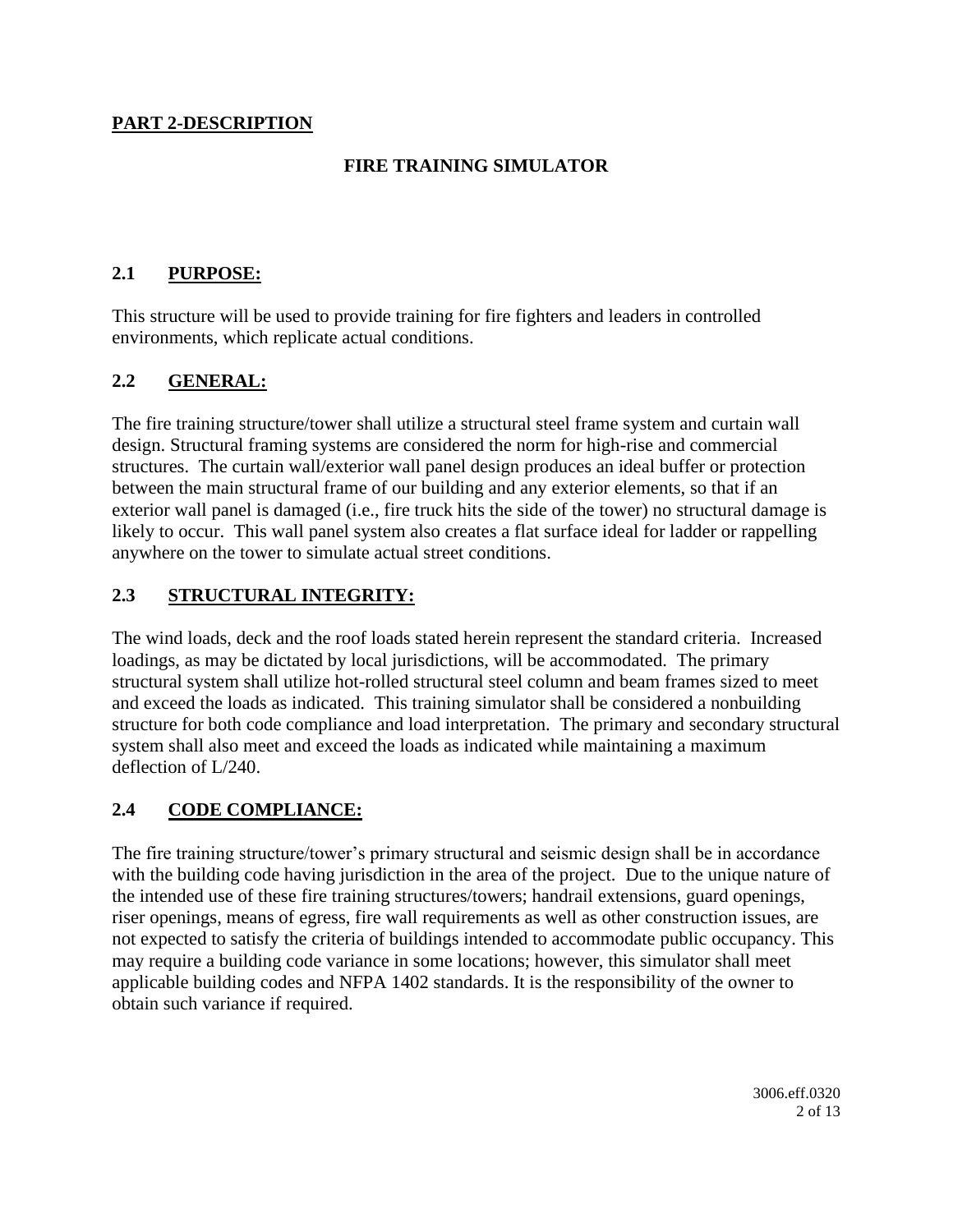## PART 2-DESCRIPTION

### FIRE TRAINING SIMULATOR

### 2.1 PURPOSE:

This structure will be used to provide training for fire fighters and leaders in controlled environments, which replicate actual conditions.

### 2.2 GENERAL:

The fire training structure/tower shall utilize a structural steel frame system and curtain wall design. Structural framing systems are considered the norm for high-rise and commercial structures. The curtain wall/exterior wall panel design produces an ideal buffer or protection between the main structural frame of our building and any exterior elements, so that if an exterior wall panel is damaged (i.e., fire truck hits the side of the tower) no structural damage is likely to occur. This wall panel system also creates a flat surface ideal for ladder or rappelling anywhere on the tower to simulate actual street conditions.

### 2.3 STRUCTURAL INTEGRITY:

The wind loads, deck and the roof loads stated herein represent the standard criteria. Increased loadings, as may be dictated by local jurisdictions, will be accommodated. The primary structural system shall utilize hot-rolled structural steel column and beam frames sized to meet and exceed the loads as indicated. This training simulator shall be considered a nonbuilding structure for both code compliance and load interpretation. The primary and secondary structural system shall also meet and exceed the loads as indicated while maintaining a maximum deflection of L/240.

### 2.4 CODE COMPLIANCE:

The fire training structure/tower's primary structural and seismic design shall be in accordance with the building code having jurisdiction in the area of the project. Due to the unique nature of the intended use of these fire training structures/towers; handrail extensions, guard openings, riser openings, means of egress, fire wall requirements as well as other construction issues, are not expected to satisfy the criteria of buildings intended to accommodate public occupancy. This may require a building code variance in some locations; however, this simulator shall meet applicable building codes and NFPA 1402 standards. It is the responsibility of the owner to obtain such variance if required.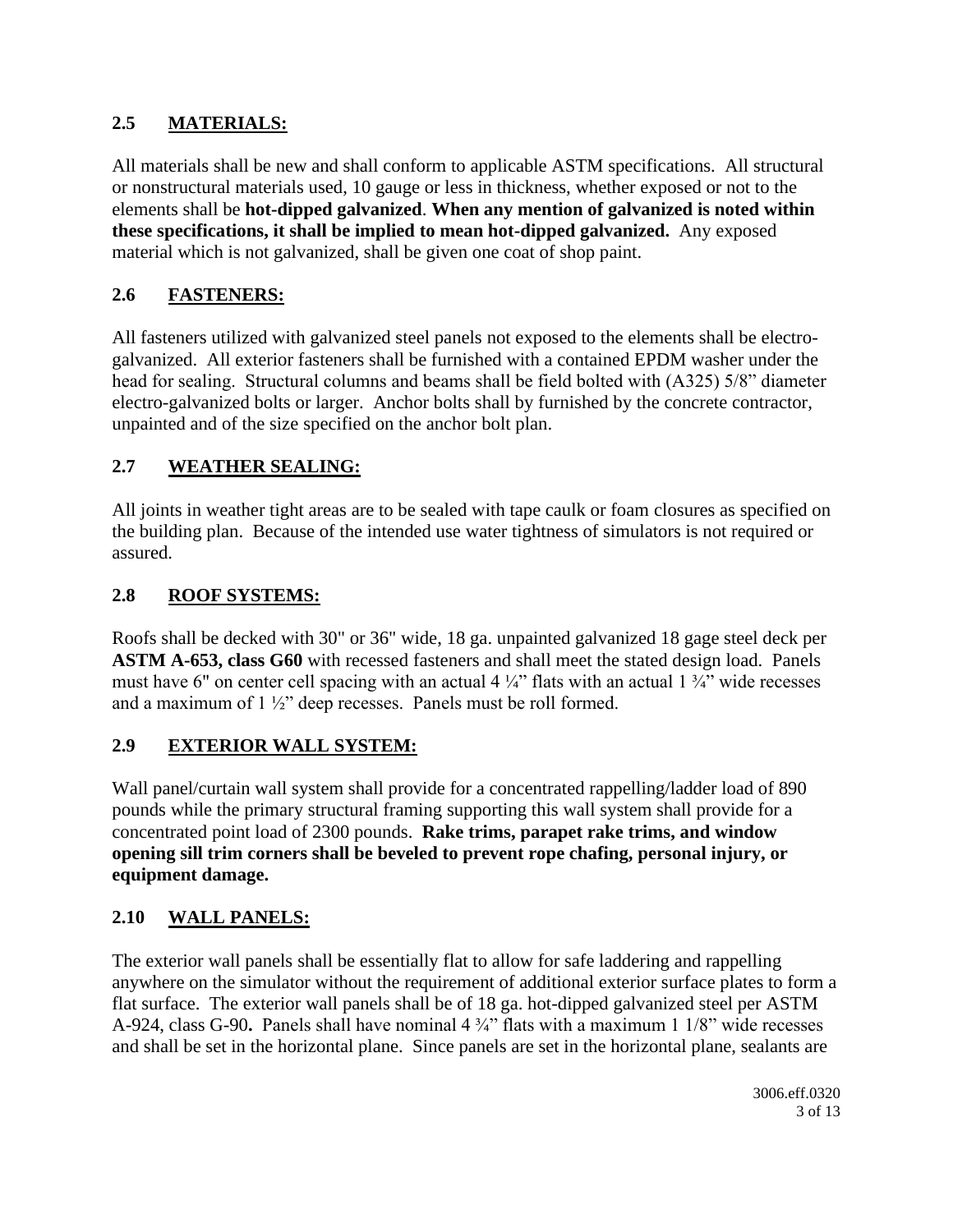## 2.5 MATERIALS:

All materials shall be new and shall conform to applicable ASTM specifications. All structural or nonstructural materials used, 10 gauge or less in thickness, whether exposed or not to the elements shall be **hot-dipped galvanized**. **When any mention of galvanized is noted within these specifications, it shall be implied to mean hot-dipped galvanized.** Any exposed material which is not galvanized, shall be given one coat of shop paint.

## 2.6 FASTENERS:

All fasteners utilized with galvanized steel panels not exposed to the elements shall be electro-galvanized. All exterior fasteners shall be furnished with a contained EPDM washer under the head for sealing. Structural columns and beams shall be field bolted with (A325) 5/8" diameter electro-galvanized bolts or larger. Anchor bolts shall by furnished by the concrete contractor, unpainted and of the size specified on the anchor bolt plan.

## 2.7 WEATHER SEALING:

All joints in weather tight areas are to be sealed with tape caulk or foam closures as specified on the building plan. Because of the intended use water tightness of simulators is not required or assured.

## 2.8 ROOF SYSTEMS:

Roofs shall be decked with 30" or 36" wide, 18 ga. unpainted galvanized 18 gage steel deck per **ASTM A-653, class G60** with recessed fasteners and shall meet the stated design load. Panels must have 6" on center cell spacing with an actual 4 ¼" flats with an actual 1 ¾" wide recesses and a maximum of 1 ½" deep recesses. Panels must be roll formed.

## 2.9 EXTERIOR WALL SYSTEM:

Wall panel/curtain wall system shall provide for a concentrated rappelling/ladder load of 890 pounds while the primary structural framing supporting this wall system shall provide for a concentrated point load of 2300 pounds. **Rake trims, parapet rake trims, and window opening sill trim corners shall be beveled to prevent rope chafing, personal injury, or equipment damage.**

## 2.10 WALL PANELS:

The exterior wall panels shall be essentially flat to allow for safe laddering and rappelling anywhere on the simulator without the requirement of additional exterior surface plates to form a flat surface. The exterior wall panels shall be of 18 ga. hot-dipped galvanized steel per ASTM A-924, class G-90**.** Panels shall have nominal 4 ¾" flats with a maximum 1 1/8" wide recesses and shall be set in the horizontal plane. Since panels are set in the horizontal plane, sealants are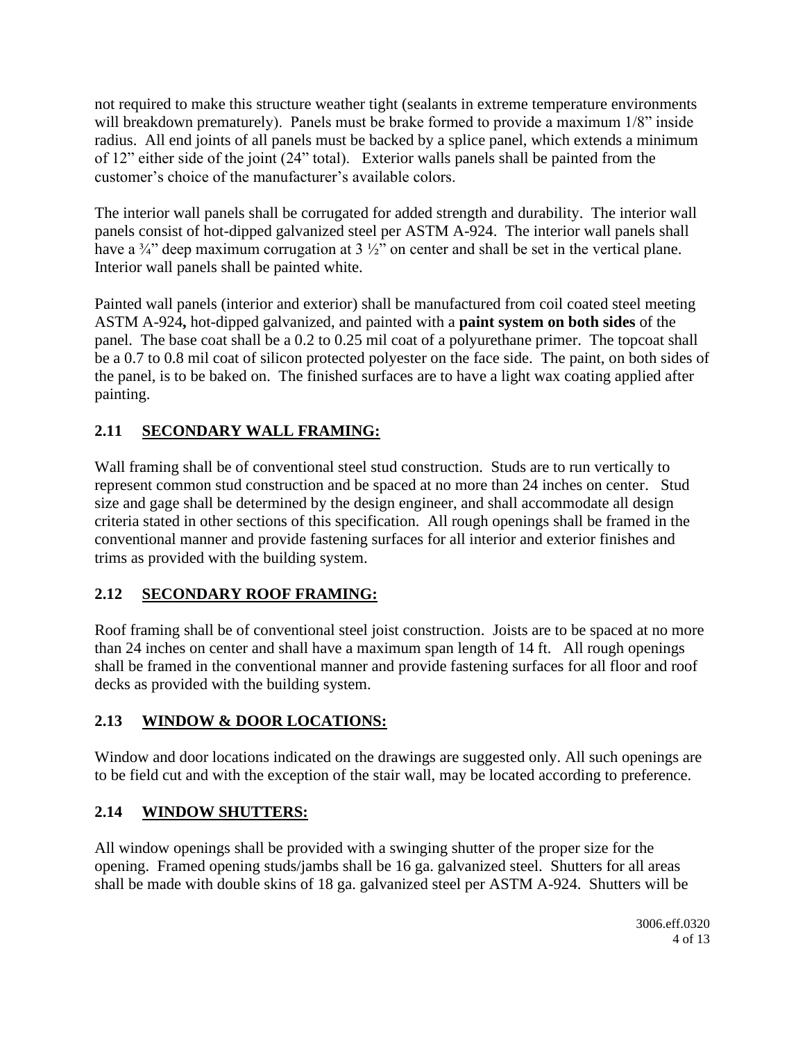not required to make this structure weather tight (sealants in extreme temperature environments will breakdown prematurely). Panels must be brake formed to provide a maximum 1/8" inside radius. All end joints of all panels must be backed by a splice panel, which extends a minimum of 12" either side of the joint (24" total). Exterior walls panels shall be painted from the customer's choice of the manufacturer's available colors.

The interior wall panels shall be corrugated for added strength and durability. The interior wall panels consist of hot-dipped galvanized steel per ASTM A-924. The interior wall panels shall have a ¾" deep maximum corrugation at 3 ½" on center and shall be set in the vertical plane. Interior wall panels shall be painted white.

Painted wall panels (interior and exterior) shall be manufactured from coil coated steel meeting ASTM A-924**,** hot-dipped galvanized, and painted with a **paint system on both sides** of the panel. The base coat shall be a 0.2 to 0.25 mil coat of a polyurethane primer. The topcoat shall be a 0.7 to 0.8 mil coat of silicon protected polyester on the face side. The paint, on both sides of the panel, is to be baked on. The finished surfaces are to have a light wax coating applied after painting.

## 2.11 SECONDARY WALL FRAMING:

Wall framing shall be of conventional steel stud construction. Studs are to run vertically to represent common stud construction and be spaced at no more than 24 inches on center. Stud size and gage shall be determined by the design engineer, and shall accommodate all design criteria stated in other sections of this specification. All rough openings shall be framed in the conventional manner and provide fastening surfaces for all interior and exterior finishes and trims as provided with the building system.

## 2.12 SECONDARY ROOF FRAMING:

Roof framing shall be of conventional steel joist construction. Joists are to be spaced at no more than 24 inches on center and shall have a maximum span length of 14 ft. All rough openings shall be framed in the conventional manner and provide fastening surfaces for all floor and roof decks as provided with the building system.

## 2.13 WINDOW & DOOR LOCATIONS:

Window and door locations indicated on the drawings are suggested only. All such openings are to be field cut and with the exception of the stair wall, may be located according to preference.

## 2.14 WINDOW SHUTTERS:

All window openings shall be provided with a swinging shutter of the proper size for the opening. Framed opening studs/jambs shall be 16 ga. galvanized steel. Shutters for all areas shall be made with double skins of 18 ga. galvanized steel per ASTM A-924. Shutters will be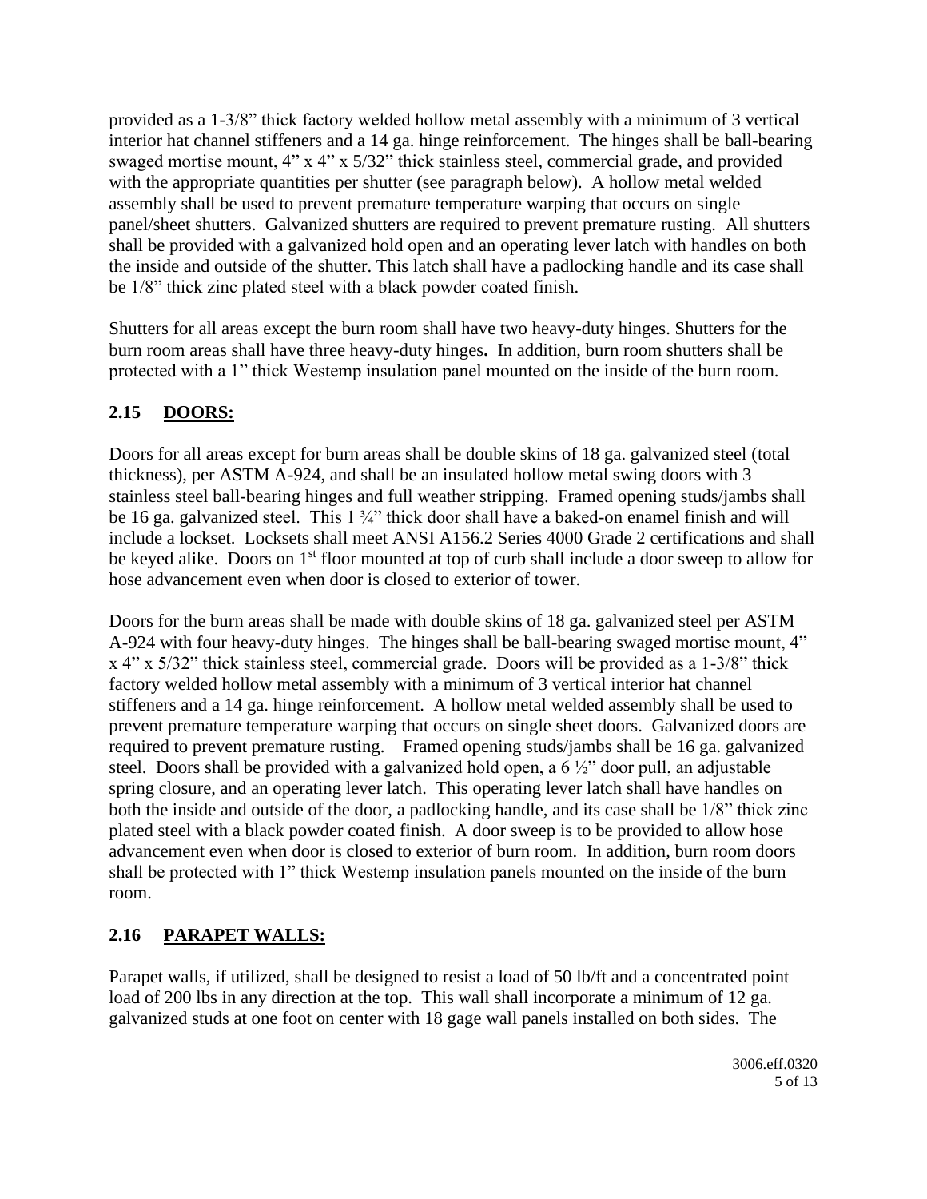provided as a 1-3/8" thick factory welded hollow metal assembly with a minimum of 3 vertical interior hat channel stiffeners and a 14 ga. hinge reinforcement. The hinges shall be ball-bearing swaged mortise mount, 4" x 4" x 5/32" thick stainless steel, commercial grade, and provided with the appropriate quantities per shutter (see paragraph below). A hollow metal welded assembly shall be used to prevent premature temperature warping that occurs on single panel/sheet shutters. Galvanized shutters are required to prevent premature rusting. All shutters shall be provided with a galvanized hold open and an operating lever latch with handles on both the inside and outside of the shutter. This latch shall have a padlocking handle and its case shall be 1/8" thick zinc plated steel with a black powder coated finish.

Shutters for all areas except the burn room shall have two heavy-duty hinges. Shutters for the burn room areas shall have three heavy-duty hinges**.** In addition, burn room shutters shall be protected with a 1" thick Westemp insulation panel mounted on the inside of the burn room.

## 2.15 DOORS:

Doors for all areas except for burn areas shall be double skins of 18 ga. galvanized steel (total thickness), per ASTM A-924, and shall be an insulated hollow metal swing doors with 3 stainless steel ball-bearing hinges and full weather stripping. Framed opening studs/jambs shall be 16 ga. galvanized steel. This 1 ¾" thick door shall have a baked-on enamel finish and will include a lockset. Locksets shall meet ANSI A156.2 Series 4000 Grade 2 certifications and shall be keyed alike. Doors on 1st floor mounted at top of curb shall include a door sweep to allow for hose advancement even when door is closed to exterior of tower.

Doors for the burn areas shall be made with double skins of 18 ga. galvanized steel per ASTM A-924 with four heavy-duty hinges. The hinges shall be ball-bearing swaged mortise mount, 4" x 4" x 5/32" thick stainless steel, commercial grade. Doors will be provided as a 1-3/8" thick factory welded hollow metal assembly with a minimum of 3 vertical interior hat channel stiffeners and a 14 ga. hinge reinforcement. A hollow metal welded assembly shall be used to prevent premature temperature warping that occurs on single sheet doors. Galvanized doors are required to prevent premature rusting. Framed opening studs/jambs shall be 16 ga. galvanized steel. Doors shall be provided with a galvanized hold open, a 6 ½" door pull, an adjustable spring closure, and an operating lever latch. This operating lever latch shall have handles on both the inside and outside of the door, a padlocking handle, and its case shall be 1/8" thick zinc plated steel with a black powder coated finish. A door sweep is to be provided to allow hose advancement even when door is closed to exterior of burn room. In addition, burn room doors shall be protected with 1" thick Westemp insulation panels mounted on the inside of the burn room.

## 2.16 PARAPET WALLS:

Parapet walls, if utilized, shall be designed to resist a load of 50 lb/ft and a concentrated point load of 200 lbs in any direction at the top. This wall shall incorporate a minimum of 12 ga. galvanized studs at one foot on center with 18 gage wall panels installed on both sides. The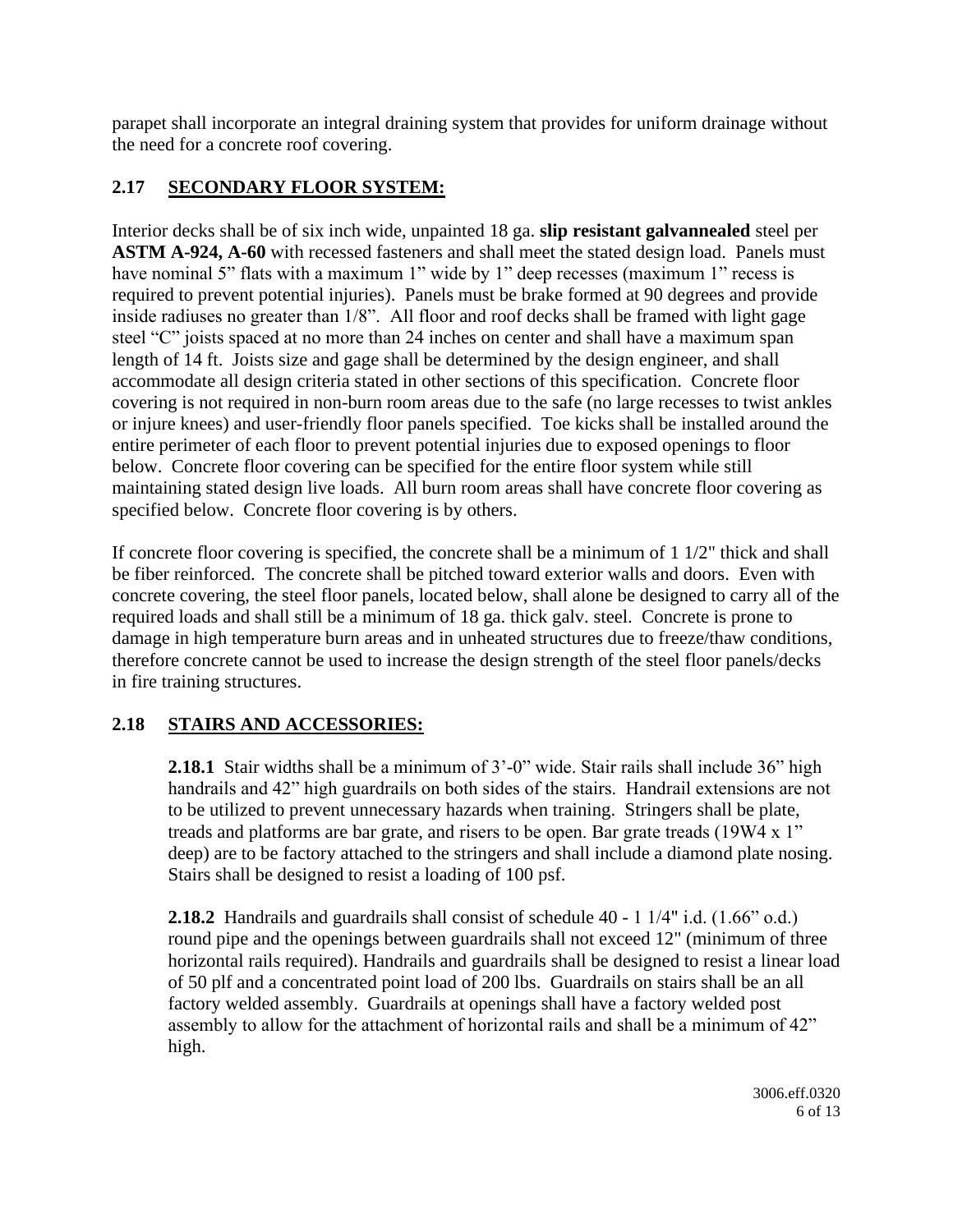parapet shall incorporate an integral draining system that provides for uniform drainage without the need for a concrete roof covering.

## 2.17 SECONDARY FLOOR SYSTEM:

Interior decks shall be of six inch wide, unpainted 18 ga. **slip resistant galvannealed** steel per **ASTM A-924, A-60** with recessed fasteners and shall meet the stated design load. Panels must have nominal 5" flats with a maximum 1" wide by 1" deep recesses (maximum 1" recess is required to prevent potential injuries). Panels must be brake formed at 90 degrees and provide inside radiuses no greater than 1/8". All floor and roof decks shall be framed with light gage steel "C" joists spaced at no more than 24 inches on center and shall have a maximum span length of 14 ft. Joists size and gage shall be determined by the design engineer, and shall accommodate all design criteria stated in other sections of this specification. Concrete floor covering is not required in non-burn room areas due to the safe (no large recesses to twist ankles or injure knees) and user-friendly floor panels specified. Toe kicks shall be installed around the entire perimeter of each floor to prevent potential injuries due to exposed openings to floor below. Concrete floor covering can be specified for the entire floor system while still maintaining stated design live loads. All burn room areas shall have concrete floor covering as specified below. Concrete floor covering is by others.

If concrete floor covering is specified, the concrete shall be a minimum of 1 1/2" thick and shall be fiber reinforced. The concrete shall be pitched toward exterior walls and doors. Even with concrete covering, the steel floor panels, located below, shall alone be designed to carry all of the required loads and shall still be a minimum of 18 ga. thick galv. steel. Concrete is prone to damage in high temperature burn areas and in unheated structures due to freeze/thaw conditions, therefore concrete cannot be used to increase the design strength of the steel floor panels/decks in fire training structures.

## 2.18 STAIRS AND ACCESSORIES:

**2.18.1** Stair widths shall be a minimum of 3'-0" wide. Stair rails shall include 36" high handrails and 42" high guardrails on both sides of the stairs. Handrail extensions are not to be utilized to prevent unnecessary hazards when training. Stringers shall be plate, treads and platforms are bar grate, and risers to be open. Bar grate treads (19W4 x 1" deep) are to be factory attached to the stringers and shall include a diamond plate nosing. Stairs shall be designed to resist a loading of 100 psf.

**2.18.2** Handrails and guardrails shall consist of schedule 40 - 1 1/4" i.d. (1.66" o.d.) round pipe and the openings between guardrails shall not exceed 12" (minimum of three horizontal rails required). Handrails and guardrails shall be designed to resist a linear load of 50 plf and a concentrated point load of 200 lbs. Guardrails on stairs shall be an all factory welded assembly. Guardrails at openings shall have a factory welded post assembly to allow for the attachment of horizontal rails and shall be a minimum of 42" high.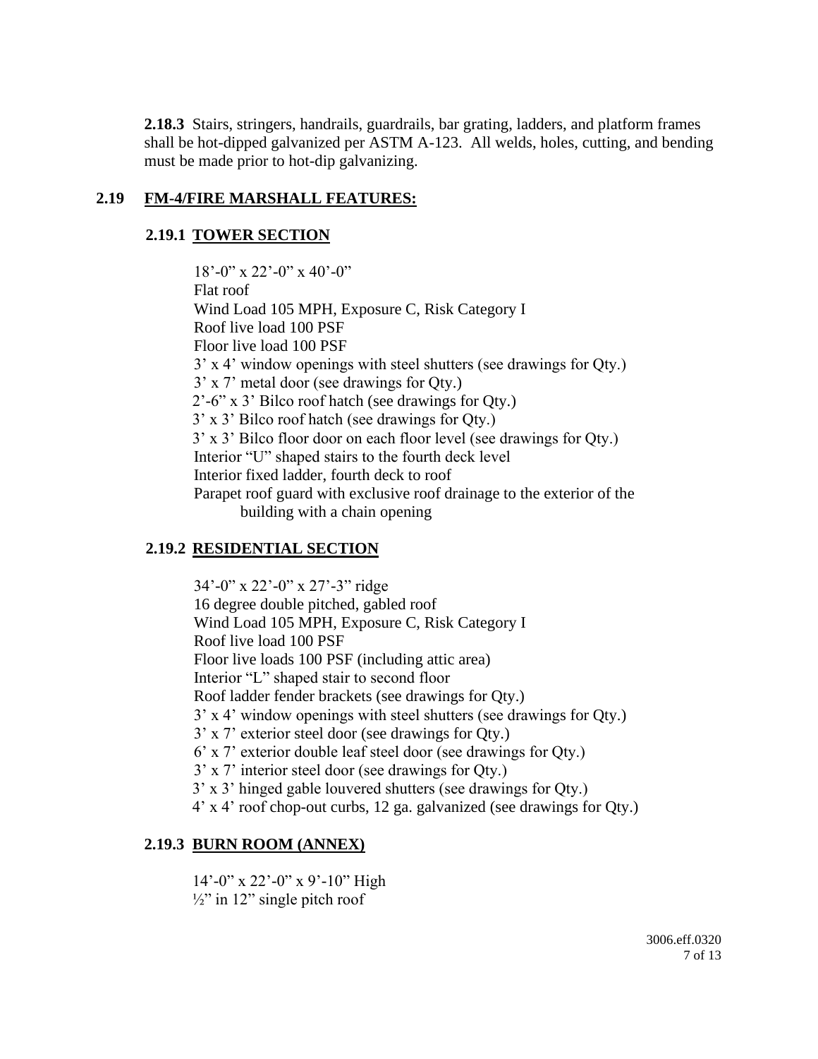**2.18.3** Stairs, stringers, handrails, guardrails, bar grating, ladders, and platform frames shall be hot-dipped galvanized per ASTM A-123. All welds, holes, cutting, and bending must be made prior to hot-dip galvanizing.

## 2.19 FM-4/FIRE MARSHALL FEATURES:

### 2.19.1 TOWER SECTION

18'-0" x 22'-0" x 40'-0"
Flat roof
Wind Load 105 MPH, Exposure C, Risk Category I
Roof live load 100 PSF
Floor live load 100 PSF
3' x 4' window openings with steel shutters (see drawings for Qty.)
3' x 7' metal door (see drawings for Qty.)
2'-6" x 3' Bilco roof hatch (see drawings for Qty.)
3' x 3' Bilco roof hatch (see drawings for Qty.)
3' x 3' Bilco floor door on each floor level (see drawings for Qty.)
Interior "U" shaped stairs to the fourth deck level
Interior fixed ladder, fourth deck to roof
Parapet roof guard with exclusive roof drainage to the exterior of the building with a chain opening

### 2.19.2 RESIDENTIAL SECTION

34'-0" x 22'-0" x 27'-3" ridge
16 degree double pitched, gabled roof
Wind Load 105 MPH, Exposure C, Risk Category I
Roof live load 100 PSF
Floor live loads 100 PSF (including attic area)
Interior "L" shaped stair to second floor
Roof ladder fender brackets (see drawings for Qty.)
3' x 4' window openings with steel shutters (see drawings for Qty.)
3' x 7' exterior steel door (see drawings for Qty.)
6' x 7' exterior double leaf steel door (see drawings for Qty.)
3' x 7' interior steel door (see drawings for Qty.)
3' x 3' hinged gable louvered shutters (see drawings for Qty.)
4' x 4' roof chop-out curbs, 12 ga. galvanized (see drawings for Qty.)

### 2.19.3 BURN ROOM (ANNEX)

14'-0" x 22'-0" x 9'-10" High
½" in 12" single pitch roof

3006.eff.0320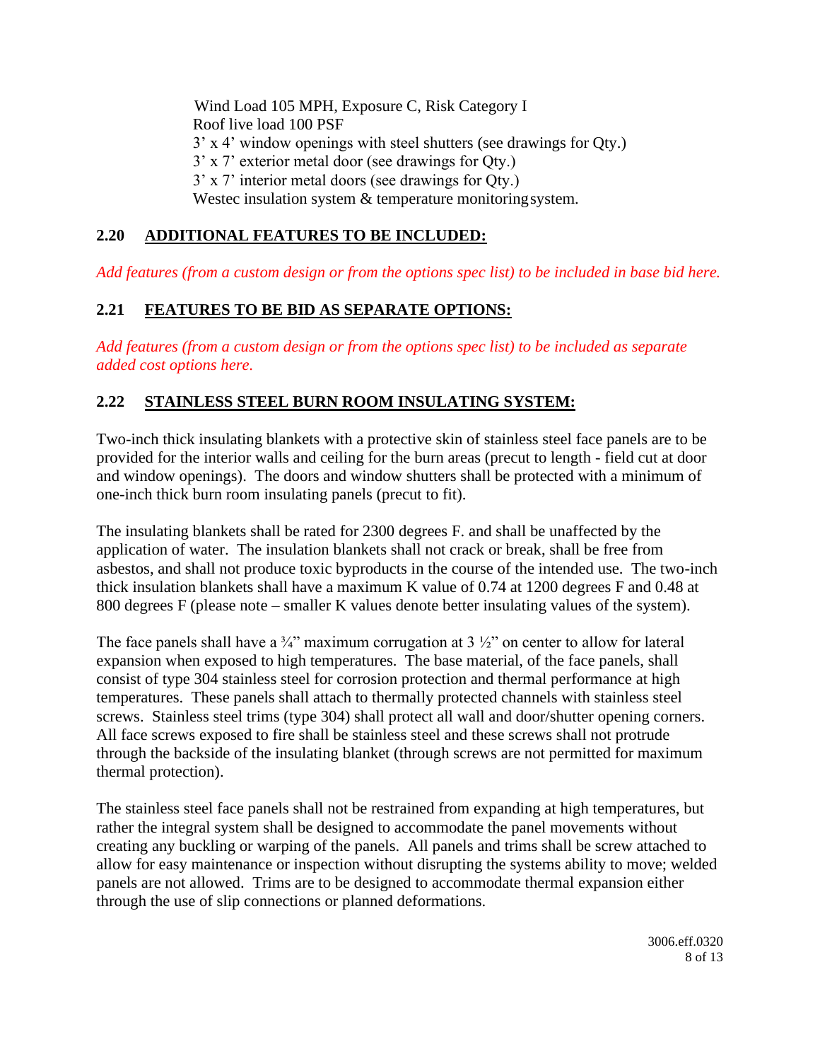Wind Load 105 MPH, Exposure C, Risk Category I
Roof live load 100 PSF
3' x 4' window openings with steel shutters (see drawings for Qty.)
3' x 7' exterior metal door (see drawings for Qty.)
3' x 7' interior metal doors (see drawings for Qty.)
Westec insulation system & temperature monitoring system.

## 2.20 ADDITIONAL FEATURES TO BE INCLUDED:

*Add features (from a custom design or from the options spec list) to be included in base bid here.*

## 2.21 FEATURES TO BE BID AS SEPARATE OPTIONS:

*Add features (from a custom design or from the options spec list) to be included as separate added cost options here.*

## 2.22 STAINLESS STEEL BURN ROOM INSULATING SYSTEM:

Two-inch thick insulating blankets with a protective skin of stainless steel face panels are to be provided for the interior walls and ceiling for the burn areas (precut to length - field cut at door and window openings). The doors and window shutters shall be protected with a minimum of one-inch thick burn room insulating panels (precut to fit).

The insulating blankets shall be rated for 2300 degrees F. and shall be unaffected by the application of water. The insulation blankets shall not crack or break, shall be free from asbestos, and shall not produce toxic byproducts in the course of the intended use. The two-inch thick insulation blankets shall have a maximum K value of 0.74 at 1200 degrees F and 0.48 at 800 degrees F (please note – smaller K values denote better insulating values of the system).

The face panels shall have a ¾" maximum corrugation at 3 ½" on center to allow for lateral expansion when exposed to high temperatures. The base material, of the face panels, shall consist of type 304 stainless steel for corrosion protection and thermal performance at high temperatures. These panels shall attach to thermally protected channels with stainless steel screws. Stainless steel trims (type 304) shall protect all wall and door/shutter opening corners. All face screws exposed to fire shall be stainless steel and these screws shall not protrude through the backside of the insulating blanket (through screws are not permitted for maximum thermal protection).

The stainless steel face panels shall not be restrained from expanding at high temperatures, but rather the integral system shall be designed to accommodate the panel movements without creating any buckling or warping of the panels. All panels and trims shall be screw attached to allow for easy maintenance or inspection without disrupting the systems ability to move; welded panels are not allowed. Trims are to be designed to accommodate thermal expansion either through the use of slip connections or planned deformations.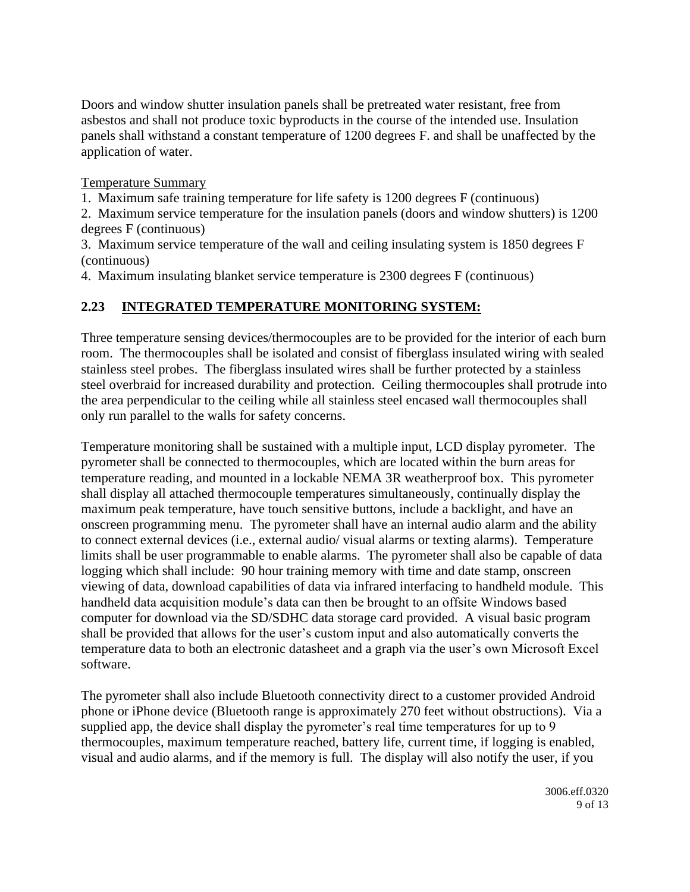Doors and window shutter insulation panels shall be pretreated water resistant, free from asbestos and shall not produce toxic byproducts in the course of the intended use. Insulation panels shall withstand a constant temperature of 1200 degrees F. and shall be unaffected by the application of water.

Temperature Summary

1. Maximum safe training temperature for life safety is 1200 degrees F (continuous)
2. Maximum service temperature for the insulation panels (doors and window shutters) is 1200 degrees F (continuous)
3. Maximum service temperature of the wall and ceiling insulating system is 1850 degrees F (continuous)
4. Maximum insulating blanket service temperature is 2300 degrees F (continuous)

## 2.23 INTEGRATED TEMPERATURE MONITORING SYSTEM:

Three temperature sensing devices/thermocouples are to be provided for the interior of each burn room. The thermocouples shall be isolated and consist of fiberglass insulated wiring with sealed stainless steel probes. The fiberglass insulated wires shall be further protected by a stainless steel overbraid for increased durability and protection. Ceiling thermocouples shall protrude into the area perpendicular to the ceiling while all stainless steel encased wall thermocouples shall only run parallel to the walls for safety concerns.

Temperature monitoring shall be sustained with a multiple input, LCD display pyrometer. The pyrometer shall be connected to thermocouples, which are located within the burn areas for temperature reading, and mounted in a lockable NEMA 3R weatherproof box. This pyrometer shall display all attached thermocouple temperatures simultaneously, continually display the maximum peak temperature, have touch sensitive buttons, include a backlight, and have an onscreen programming menu. The pyrometer shall have an internal audio alarm and the ability to connect external devices (i.e., external audio/ visual alarms or texting alarms). Temperature limits shall be user programmable to enable alarms. The pyrometer shall also be capable of data logging which shall include: 90 hour training memory with time and date stamp, onscreen viewing of data, download capabilities of data via infrared interfacing to handheld module. This handheld data acquisition module's data can then be brought to an offsite Windows based computer for download via the SD/SDHC data storage card provided. A visual basic program shall be provided that allows for the user's custom input and also automatically converts the temperature data to both an electronic datasheet and a graph via the user's own Microsoft Excel software.

The pyrometer shall also include Bluetooth connectivity direct to a customer provided Android phone or iPhone device (Bluetooth range is approximately 270 feet without obstructions). Via a supplied app, the device shall display the pyrometer's real time temperatures for up to 9 thermocouples, maximum temperature reached, battery life, current time, if logging is enabled, visual and audio alarms, and if the memory is full. The display will also notify the user, if you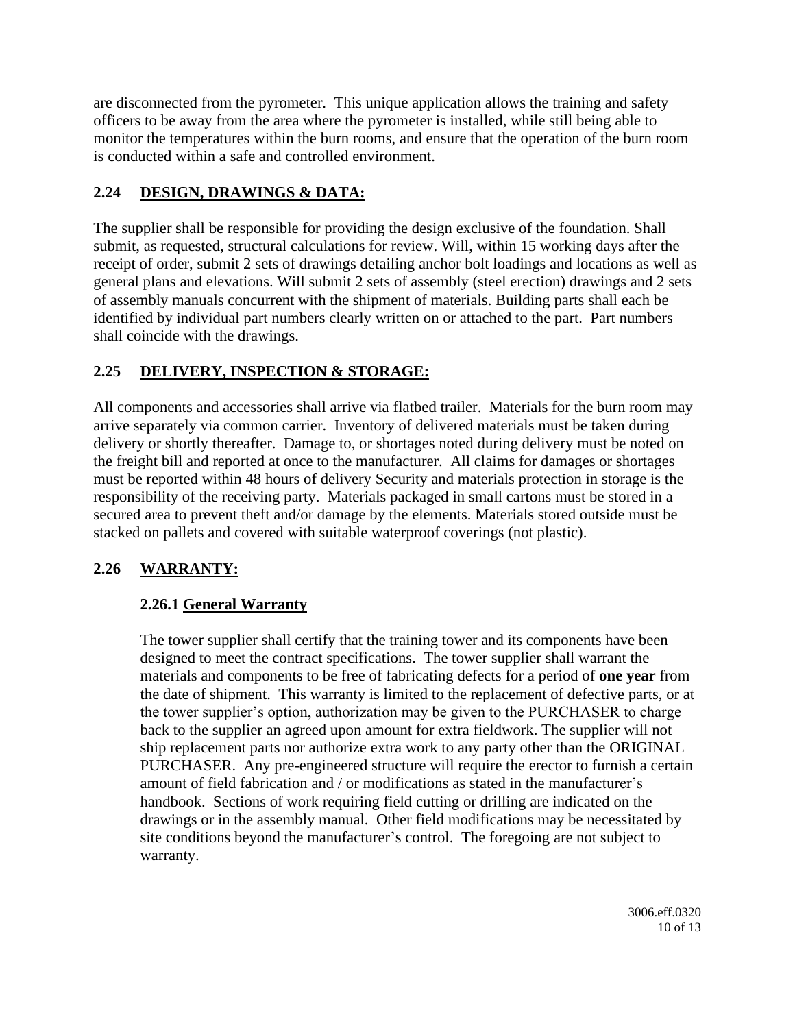are disconnected from the pyrometer. This unique application allows the training and safety officers to be away from the area where the pyrometer is installed, while still being able to monitor the temperatures within the burn rooms, and ensure that the operation of the burn room is conducted within a safe and controlled environment.

## 2.24 DESIGN, DRAWINGS & DATA:

The supplier shall be responsible for providing the design exclusive of the foundation. Shall submit, as requested, structural calculations for review. Will, within 15 working days after the receipt of order, submit 2 sets of drawings detailing anchor bolt loadings and locations as well as general plans and elevations. Will submit 2 sets of assembly (steel erection) drawings and 2 sets of assembly manuals concurrent with the shipment of materials. Building parts shall each be identified by individual part numbers clearly written on or attached to the part. Part numbers shall coincide with the drawings.

## 2.25 DELIVERY, INSPECTION & STORAGE:

All components and accessories shall arrive via flatbed trailer. Materials for the burn room may arrive separately via common carrier. Inventory of delivered materials must be taken during delivery or shortly thereafter. Damage to, or shortages noted during delivery must be noted on the freight bill and reported at once to the manufacturer. All claims for damages or shortages must be reported within 48 hours of delivery Security and materials protection in storage is the responsibility of the receiving party. Materials packaged in small cartons must be stored in a secured area to prevent theft and/or damage by the elements. Materials stored outside must be stacked on pallets and covered with suitable waterproof coverings (not plastic).

## 2.26 WARRANTY:

### 2.26.1 General Warranty

The tower supplier shall certify that the training tower and its components have been designed to meet the contract specifications. The tower supplier shall warrant the materials and components to be free of fabricating defects for a period of **one year** from the date of shipment. This warranty is limited to the replacement of defective parts, or at the tower supplier's option, authorization may be given to the PURCHASER to charge back to the supplier an agreed upon amount for extra fieldwork. The supplier will not ship replacement parts nor authorize extra work to any party other than the ORIGINAL PURCHASER. Any pre-engineered structure will require the erector to furnish a certain amount of field fabrication and / or modifications as stated in the manufacturer's handbook. Sections of work requiring field cutting or drilling are indicated on the drawings or in the assembly manual. Other field modifications may be necessitated by site conditions beyond the manufacturer's control. The foregoing are not subject to warranty.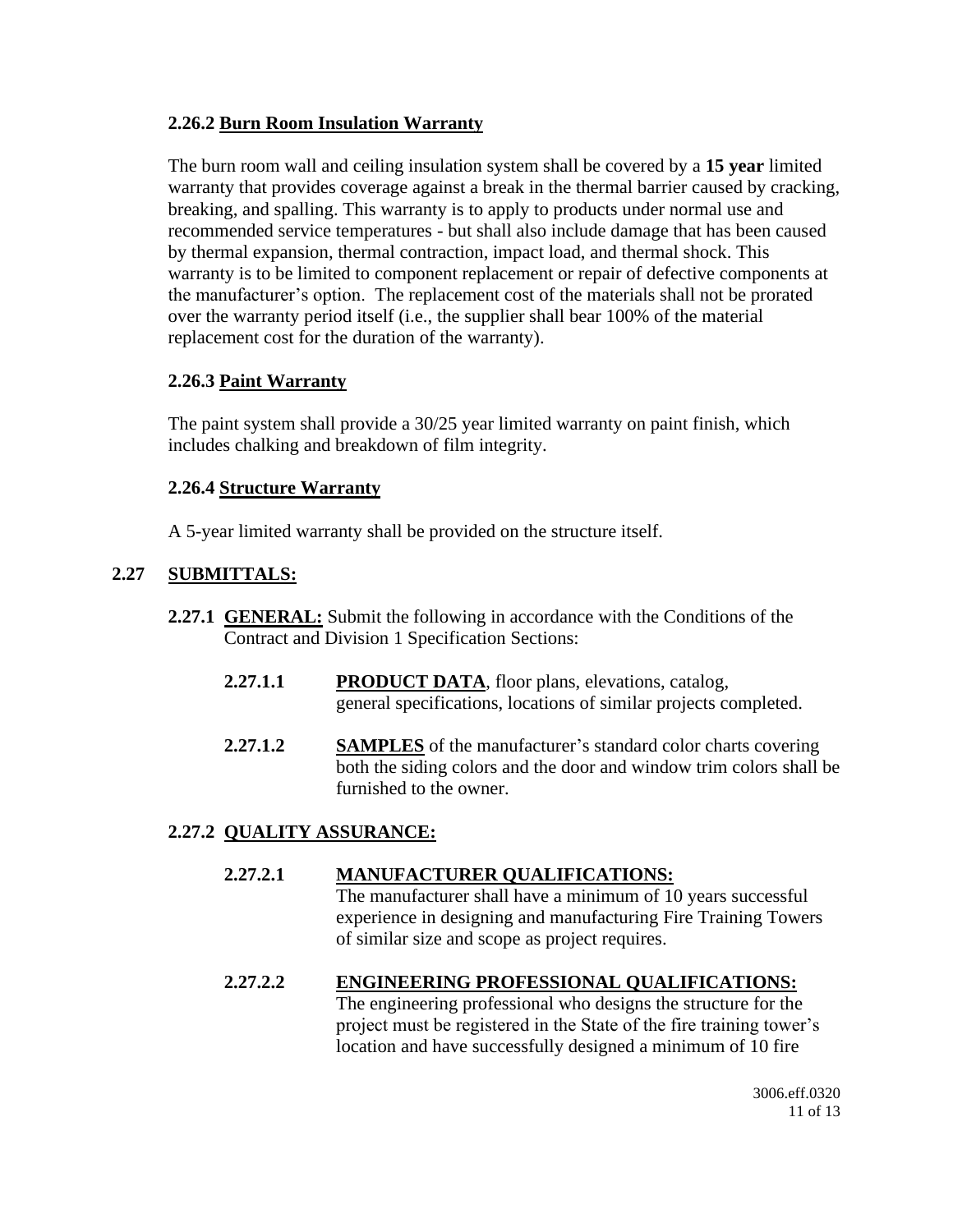### 2.26.2 Burn Room Insulation Warranty

The burn room wall and ceiling insulation system shall be covered by a **15 year** limited warranty that provides coverage against a break in the thermal barrier caused by cracking, breaking, and spalling. This warranty is to apply to products under normal use and recommended service temperatures - but shall also include damage that has been caused by thermal expansion, thermal contraction, impact load, and thermal shock. This warranty is to be limited to component replacement or repair of defective components at the manufacturer's option. The replacement cost of the materials shall not be prorated over the warranty period itself (i.e., the supplier shall bear 100% of the material replacement cost for the duration of the warranty).

### 2.26.3 Paint Warranty

The paint system shall provide a 30/25 year limited warranty on paint finish, which includes chalking and breakdown of film integrity.

### 2.26.4 Structure Warranty

A 5-year limited warranty shall be provided on the structure itself.

## 2.27 SUBMITTALS:

**2.27.1 GENERAL:** Submit the following in accordance with the Conditions of the Contract and Division 1 Specification Sections:

**2.27.1.1** **PRODUCT DATA**, floor plans, elevations, catalog, general specifications, locations of similar projects completed.

**2.27.1.2** **SAMPLES** of the manufacturer's standard color charts covering both the siding colors and the door and window trim colors shall be furnished to the owner.

### 2.27.2 QUALITY ASSURANCE:

**2.27.2.1** **MANUFACTURER QUALIFICATIONS:**
The manufacturer shall have a minimum of 10 years successful experience in designing and manufacturing Fire Training Towers of similar size and scope as project requires.

**2.27.2.2** **ENGINEERING PROFESSIONAL QUALIFICATIONS:**
The engineering professional who designs the structure for the project must be registered in the State of the fire training tower's location and have successfully designed a minimum of 10 fire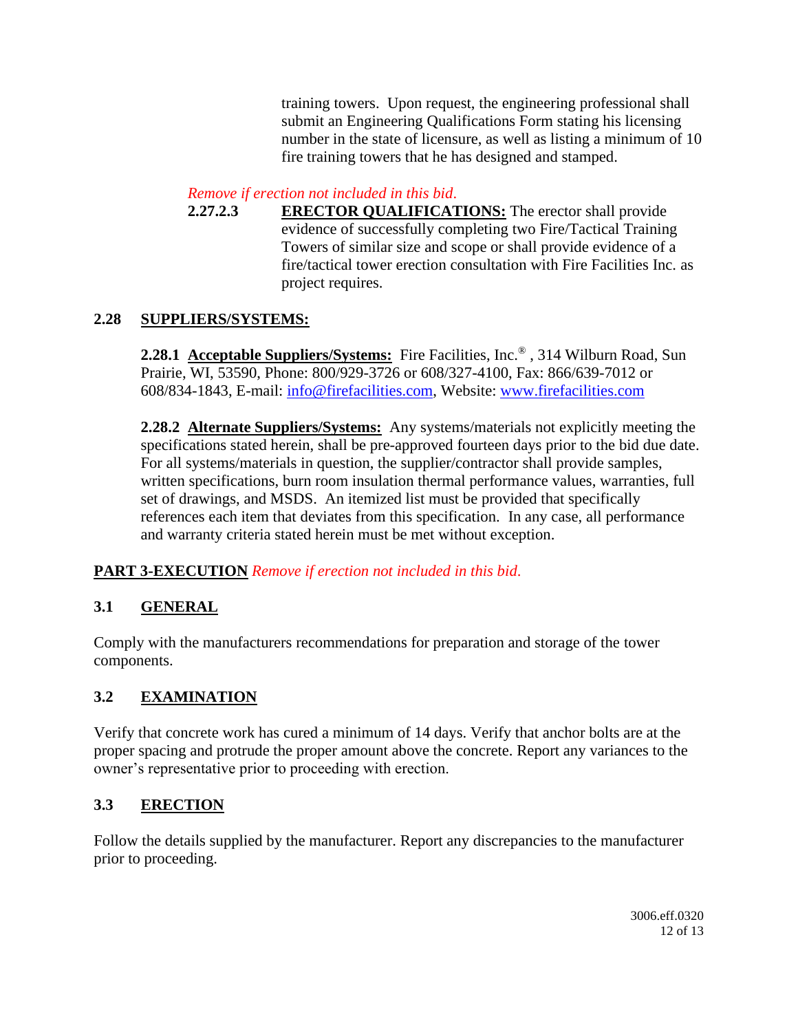training towers. Upon request, the engineering professional shall submit an Engineering Qualifications Form stating his licensing number in the state of licensure, as well as listing a minimum of 10 fire training towers that he has designed and stamped.

*Remove if erection not included in this bid.*

**2.27.2.3** **ERECTOR QUALIFICATIONS:** The erector shall provide evidence of successfully completing two Fire/Tactical Training Towers of similar size and scope or shall provide evidence of a fire/tactical tower erection consultation with Fire Facilities Inc. as project requires.

## 2.28 SUPPLIERS/SYSTEMS:

**2.28.1 Acceptable Suppliers/Systems:** Fire Facilities, Inc.®, 314 Wilburn Road, Sun Prairie, WI, 53590, Phone: 800/929-3726 or 608/327-4100, Fax: 866/639-7012 or 608/834-1843, E-mail: info@firefacilities.com, Website: www.firefacilities.com

**2.28.2 Alternate Suppliers/Systems:** Any systems/materials not explicitly meeting the specifications stated herein, shall be pre-approved fourteen days prior to the bid due date. For all systems/materials in question, the supplier/contractor shall provide samples, written specifications, burn room insulation thermal performance values, warranties, full set of drawings, and MSDS. An itemized list must be provided that specifically references each item that deviates from this specification. In any case, all performance and warranty criteria stated herein must be met without exception.

# PART 3-EXECUTION *Remove if erection not included in this bid.*

## 3.1 GENERAL

Comply with the manufacturers recommendations for preparation and storage of the tower components.

## 3.2 EXAMINATION

Verify that concrete work has cured a minimum of 14 days. Verify that anchor bolts are at the proper spacing and protrude the proper amount above the concrete. Report any variances to the owner's representative prior to proceeding with erection.

## 3.3 ERECTION

Follow the details supplied by the manufacturer. Report any discrepancies to the manufacturer prior to proceeding.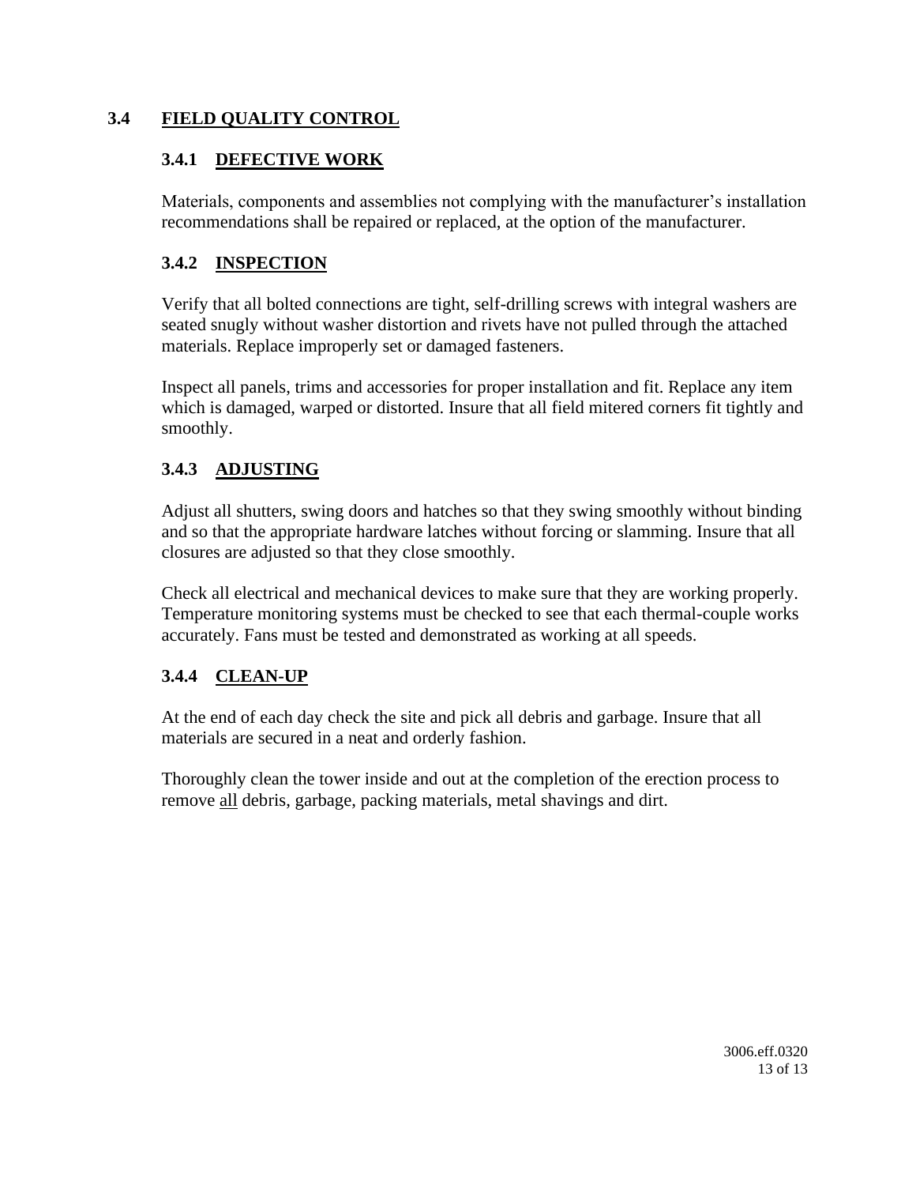## 3.4 FIELD QUALITY CONTROL

### 3.4.1 DEFECTIVE WORK

Materials, components and assemblies not complying with the manufacturer's installation recommendations shall be repaired or replaced, at the option of the manufacturer.

### 3.4.2 INSPECTION

Verify that all bolted connections are tight, self-drilling screws with integral washers are seated snugly without washer distortion and rivets have not pulled through the attached materials. Replace improperly set or damaged fasteners.

Inspect all panels, trims and accessories for proper installation and fit. Replace any item which is damaged, warped or distorted. Insure that all field mitered corners fit tightly and smoothly.

### 3.4.3 ADJUSTING

Adjust all shutters, swing doors and hatches so that they swing smoothly without binding and so that the appropriate hardware latches without forcing or slamming. Insure that all closures are adjusted so that they close smoothly.

Check all electrical and mechanical devices to make sure that they are working properly. Temperature monitoring systems must be checked to see that each thermal-couple works accurately. Fans must be tested and demonstrated as working at all speeds.

### 3.4.4 CLEAN-UP

At the end of each day check the site and pick all debris and garbage. Insure that all materials are secured in a neat and orderly fashion.

Thoroughly clean the tower inside and out at the completion of the erection process to remove <u>all</u> debris, garbage, packing materials, metal shavings and dirt.

3006.eff.0320